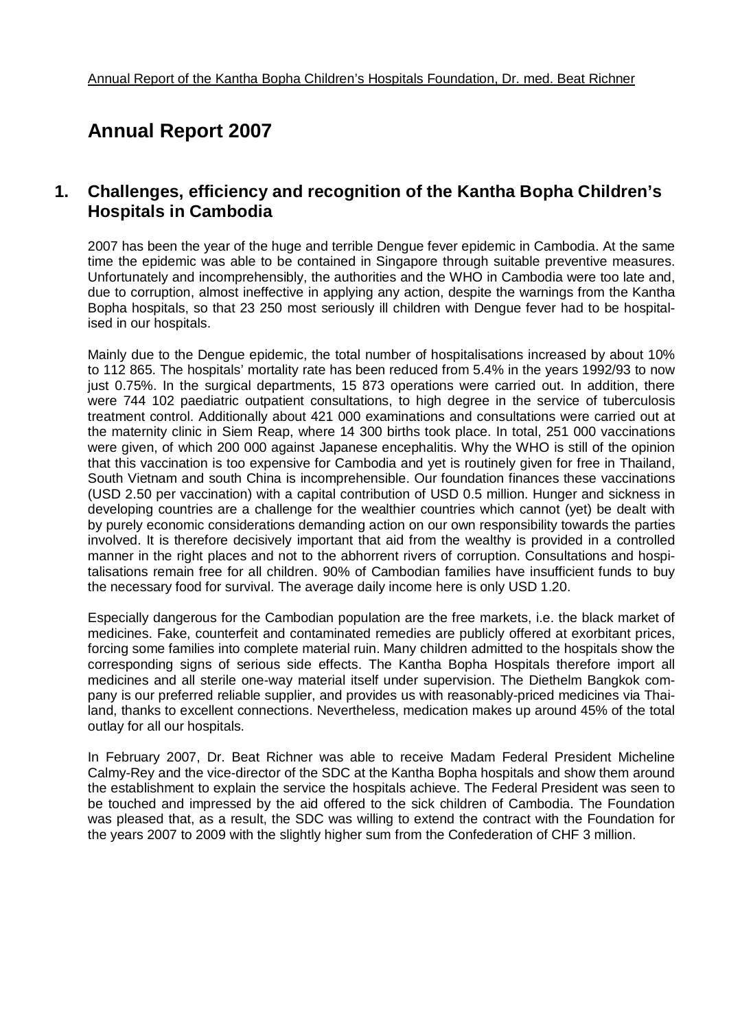Annual Report of the Kantha Bopha Children's Hospitals Foundation, Dr. med. Beat Richner

# Annual Report 2007

## 1. Challenges, efficiency and recognition of the Kantha Bopha Children's Hospitals in Cambodia

2007 has been the year of the huge and terrible Dengue fever epidemic in Cambodia. At the same time the epidemic was able to be contained in Singapore through suitable preventive measures. Unfortunately and incomprehensibly, the authorities and the WHO in Cambodia were too late and, due to corruption, almost ineffective in applying any action, despite the warnings from the Kantha Bopha hospitals, so that 23 250 most seriously ill children with Dengue fever had to be hospitalised in our hospitals.

Mainly due to the Dengue epidemic, the total number of hospitalisations increased by about 10% to 112 865. The hospitals' mortality rate has been reduced from 5.4% in the years 1992/93 to now just 0.75%. In the surgical departments, 15 873 operations were carried out. In addition, there were 744 102 paediatric outpatient consultations, to high degree in the service of tuberculosis treatment control. Additionally about 421 000 examinations and consultations were carried out at the maternity clinic in Siem Reap, where 14 300 births took place. In total, 251 000 vaccinations were given, of which 200 000 against Japanese encephalitis. Why the WHO is still of the opinion that this vaccination is too expensive for Cambodia and yet is routinely given for free in Thailand, South Vietnam and south China is incomprehensible. Our foundation finances these vaccinations (USD 2.50 per vaccination) with a capital contribution of USD 0.5 million. Hunger and sickness in developing countries are a challenge for the wealthier countries which cannot (yet) be dealt with by purely economic considerations demanding action on our own responsibility towards the parties involved. It is therefore decisively important that aid from the wealthy is provided in a controlled manner in the right places and not to the abhorrent rivers of corruption. Consultations and hospitalisations remain free for all children. 90% of Cambodian families have insufficient funds to buy the necessary food for survival. The average daily income here is only USD 1.20.

Especially dangerous for the Cambodian population are the free markets, i.e. the black market of medicines. Fake, counterfeit and contaminated remedies are publicly offered at exorbitant prices, forcing some families into complete material ruin. Many children admitted to the hospitals show the corresponding signs of serious side effects. The Kantha Bopha Hospitals therefore import all medicines and all sterile one-way material itself under supervision. The Diethelm Bangkok company is our preferred reliable supplier, and provides us with reasonably-priced medicines via Thailand, thanks to excellent connections. Nevertheless, medication makes up around 45% of the total outlay for all our hospitals.

In February 2007, Dr. Beat Richner was able to receive Madam Federal President Micheline Calmy-Rey and the vice-director of the SDC at the Kantha Bopha hospitals and show them around the establishment to explain the service the hospitals achieve. The Federal President was seen to be touched and impressed by the aid offered to the sick children of Cambodia. The Foundation was pleased that, as a result, the SDC was willing to extend the contract with the Foundation for the years 2007 to 2009 with the slightly higher sum from the Confederation of CHF 3 million.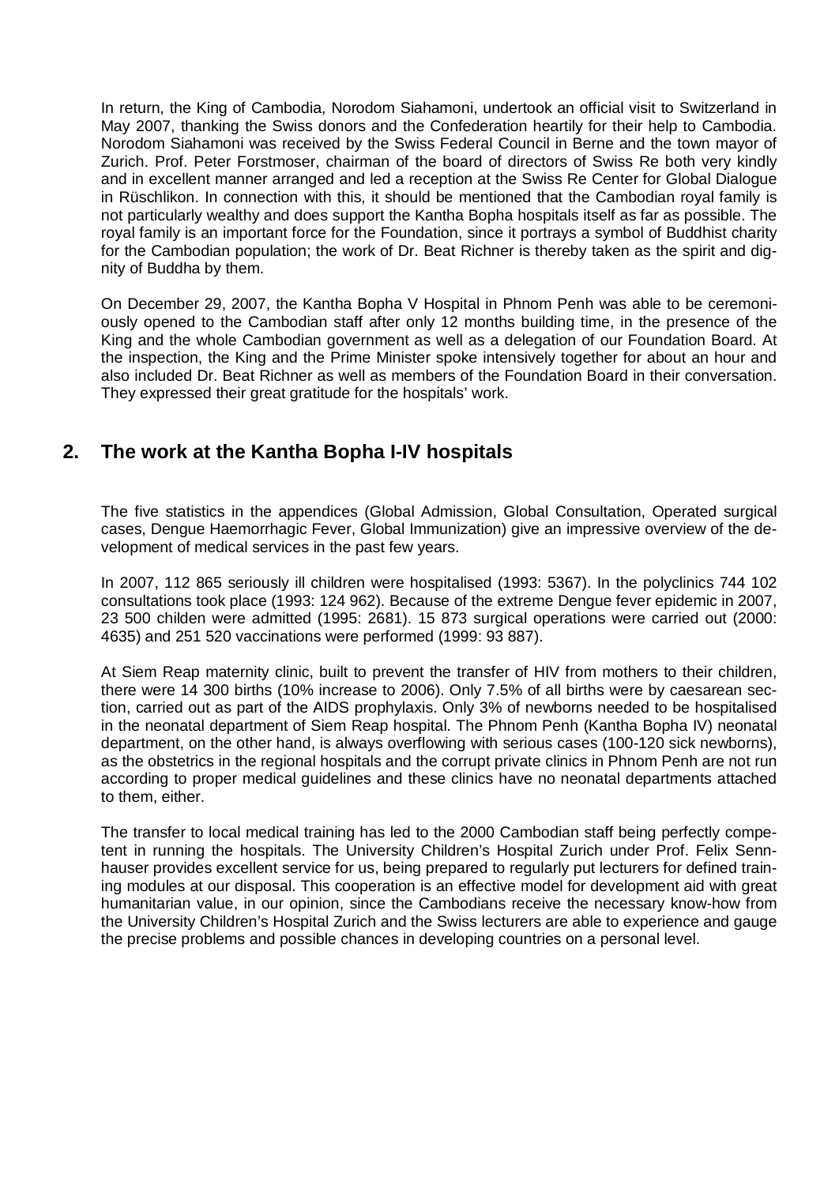In return, the King of Cambodia, Norodom Siahamoni, undertook an official visit to Switzerland in May 2007, thanking the Swiss donors and the Confederation heartily for their help to Cambodia. Norodom Siahamoni was received by the Swiss Federal Council in Berne and the town mayor of Zurich. Prof. Peter Forstmoser, chairman of the board of directors of Swiss Re both very kindly and in excellent manner arranged and led a reception at the Swiss Re Center for Global Dialogue in Rüschlikon. In connection with this, it should be mentioned that the Cambodian royal family is not particularly wealthy and does support the Kantha Bopha hospitals itself as far as possible. The royal family is an important force for the Foundation, since it portrays a symbol of Buddhist charity for the Cambodian population; the work of Dr. Beat Richner is thereby taken as the spirit and dignity of Buddha by them.

On December 29, 2007, the Kantha Bopha V Hospital in Phnom Penh was able to be ceremoniously opened to the Cambodian staff after only 12 months building time, in the presence of the King and the whole Cambodian government as well as a delegation of our Foundation Board. At the inspection, the King and the Prime Minister spoke intensively together for about an hour and also included Dr. Beat Richner as well as members of the Foundation Board in their conversation. They expressed their great gratitude for the hospitals' work.

## 2. The work at the Kantha Bopha I-IV hospitals

The five statistics in the appendices (Global Admission, Global Consultation, Operated surgical cases, Dengue Haemorrhagic Fever, Global Immunization) give an impressive overview of the development of medical services in the past few years.

In 2007, 112 865 seriously ill children were hospitalised (1993: 5367). In the polyclinics 744 102 consultations took place (1993: 124 962). Because of the extreme Dengue fever epidemic in 2007, 23 500 childen were admitted (1995: 2681). 15 873 surgical operations were carried out (2000: 4635) and 251 520 vaccinations were performed (1999: 93 887).

At Siem Reap maternity clinic, built to prevent the transfer of HIV from mothers to their children, there were 14 300 births (10% increase to 2006). Only 7.5% of all births were by caesarean section, carried out as part of the AIDS prophylaxis. Only 3% of newborns needed to be hospitalised in the neonatal department of Siem Reap hospital. The Phnom Penh (Kantha Bopha IV) neonatal department, on the other hand, is always overflowing with serious cases (100-120 sick newborns), as the obstetrics in the regional hospitals and the corrupt private clinics in Phnom Penh are not run according to proper medical guidelines and these clinics have no neonatal departments attached to them, either.

The transfer to local medical training has led to the 2000 Cambodian staff being perfectly competent in running the hospitals. The University Children's Hospital Zurich under Prof. Felix Sennhauser provides excellent service for us, being prepared to regularly put lecturers for defined training modules at our disposal. This cooperation is an effective model for development aid with great humanitarian value, in our opinion, since the Cambodians receive the necessary know-how from the University Children's Hospital Zurich and the Swiss lecturers are able to experience and gauge the precise problems and possible chances in developing countries on a personal level.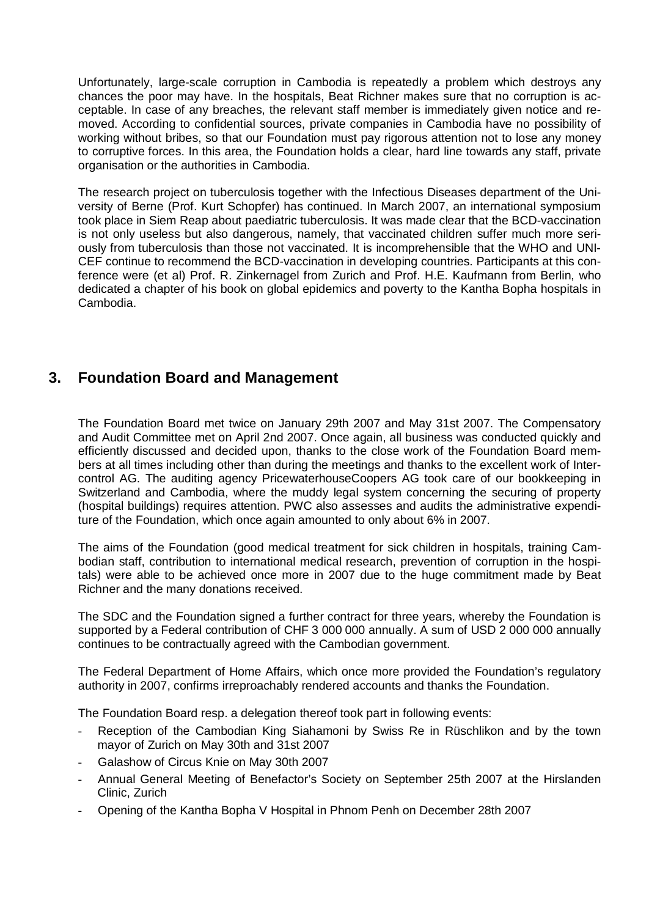Unfortunately, large-scale corruption in Cambodia is repeatedly a problem which destroys any chances the poor may have. In the hospitals, Beat Richner makes sure that no corruption is acceptable. In case of any breaches, the relevant staff member is immediately given notice and removed. According to confidential sources, private companies in Cambodia have no possibility of working without bribes, so that our Foundation must pay rigorous attention not to lose any money to corruptive forces. In this area, the Foundation holds a clear, hard line towards any staff, private organisation or the authorities in Cambodia.

The research project on tuberculosis together with the Infectious Diseases department of the University of Berne (Prof. Kurt Schopfer) has continued. In March 2007, an international symposium took place in Siem Reap about paediatric tuberculosis. It was made clear that the BCD-vaccination is not only useless but also dangerous, namely, that vaccinated children suffer much more seriously from tuberculosis than those not vaccinated. It is incomprehensible that the WHO and UNICEF continue to recommend the BCD-vaccination in developing countries. Participants at this conference were (et al) Prof. R. Zinkernagel from Zurich and Prof. H.E. Kaufmann from Berlin, who dedicated a chapter of his book on global epidemics and poverty to the Kantha Bopha hospitals in Cambodia.

## 3. Foundation Board and Management

The Foundation Board met twice on January 29th 2007 and May 31st 2007. The Compensatory and Audit Committee met on April 2nd 2007. Once again, all business was conducted quickly and efficiently discussed and decided upon, thanks to the close work of the Foundation Board members at all times including other than during the meetings and thanks to the excellent work of Intercontrol AG. The auditing agency PricewaterhouseCoopers AG took care of our bookkeeping in Switzerland and Cambodia, where the muddy legal system concerning the securing of property (hospital buildings) requires attention. PWC also assesses and audits the administrative expenditure of the Foundation, which once again amounted to only about 6% in 2007.

The aims of the Foundation (good medical treatment for sick children in hospitals, training Cambodian staff, contribution to international medical research, prevention of corruption in the hospitals) were able to be achieved once more in 2007 due to the huge commitment made by Beat Richner and the many donations received.

The SDC and the Foundation signed a further contract for three years, whereby the Foundation is supported by a Federal contribution of CHF 3 000 000 annually. A sum of USD 2 000 000 annually continues to be contractually agreed with the Cambodian government.

The Federal Department of Home Affairs, which once more provided the Foundation's regulatory authority in 2007, confirms irreproachably rendered accounts and thanks the Foundation.

The Foundation Board resp. a delegation thereof took part in following events:

- Reception of the Cambodian King Siahamoni by Swiss Re in Rüschlikon and by the town mayor of Zurich on May 30th and 31st 2007
- Galashow of Circus Knie on May 30th 2007
- Annual General Meeting of Benefactor's Society on September 25th 2007 at the Hirslanden Clinic, Zurich
- Opening of the Kantha Bopha V Hospital in Phnom Penh on December 28th 2007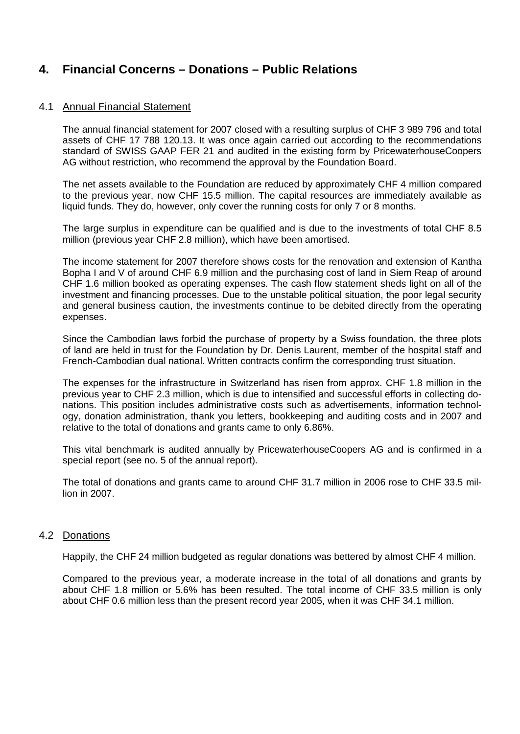## 4. Financial Concerns – Donations – Public Relations

### 4.1 Annual Financial Statement

The annual financial statement for 2007 closed with a resulting surplus of CHF 3 989 796 and total assets of CHF 17 788 120.13. It was once again carried out according to the recommendations standard of SWISS GAAP FER 21 and audited in the existing form by PricewaterhouseCoopers AG without restriction, who recommend the approval by the Foundation Board.

The net assets available to the Foundation are reduced by approximately CHF 4 million compared to the previous year, now CHF 15.5 million. The capital resources are immediately available as liquid funds. They do, however, only cover the running costs for only 7 or 8 months.

The large surplus in expenditure can be qualified and is due to the investments of total CHF 8.5 million (previous year CHF 2.8 million), which have been amortised.

The income statement for 2007 therefore shows costs for the renovation and extension of Kantha Bopha I and V of around CHF 6.9 million and the purchasing cost of land in Siem Reap of around CHF 1.6 million booked as operating expenses. The cash flow statement sheds light on all of the investment and financing processes. Due to the unstable political situation, the poor legal security and general business caution, the investments continue to be debited directly from the operating expenses.

Since the Cambodian laws forbid the purchase of property by a Swiss foundation, the three plots of land are held in trust for the Foundation by Dr. Denis Laurent, member of the hospital staff and French-Cambodian dual national. Written contracts confirm the corresponding trust situation.

The expenses for the infrastructure in Switzerland has risen from approx. CHF 1.8 million in the previous year to CHF 2.3 million, which is due to intensified and successful efforts in collecting donations. This position includes administrative costs such as advertisements, information technology, donation administration, thank you letters, bookkeeping and auditing costs and in 2007 and relative to the total of donations and grants came to only 6.86%.

This vital benchmark is audited annually by PricewaterhouseCoopers AG and is confirmed in a special report (see no. 5 of the annual report).

The total of donations and grants came to around CHF 31.7 million in 2006 rose to CHF 33.5 million in 2007.

### 4.2 Donations

Happily, the CHF 24 million budgeted as regular donations was bettered by almost CHF 4 million.

Compared to the previous year, a moderate increase in the total of all donations and grants by about CHF 1.8 million or 5.6% has been resulted. The total income of CHF 33.5 million is only about CHF 0.6 million less than the present record year 2005, when it was CHF 34.1 million.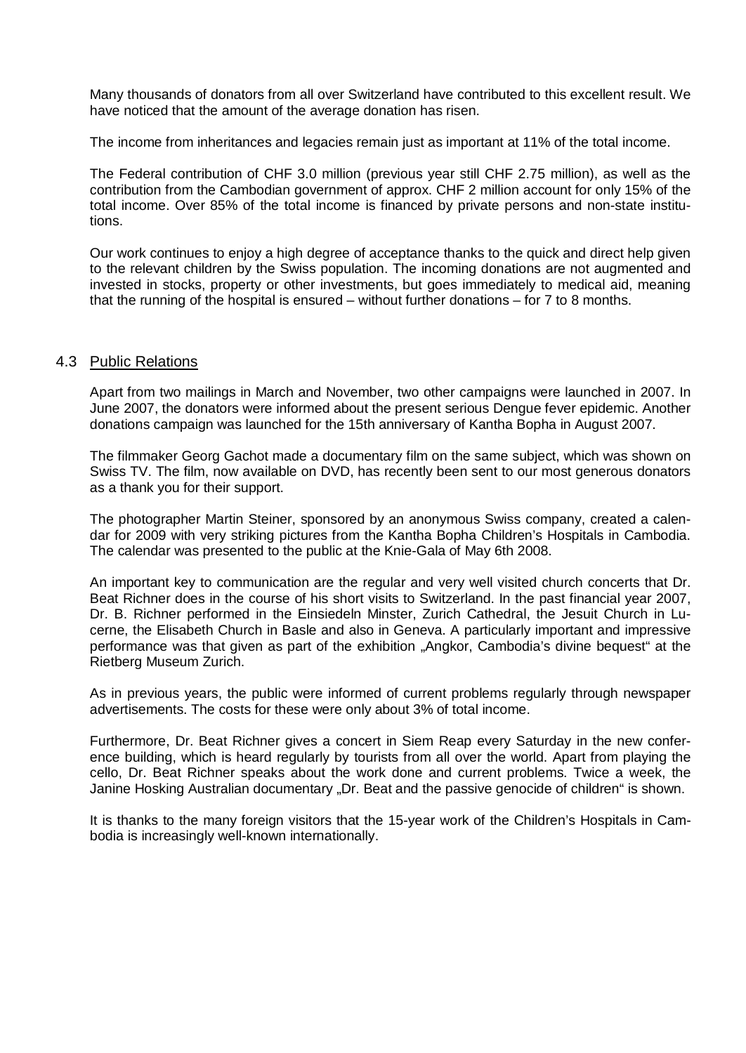Many thousands of donators from all over Switzerland have contributed to this excellent result. We have noticed that the amount of the average donation has risen.

The income from inheritances and legacies remain just as important at 11% of the total income.

The Federal contribution of CHF 3.0 million (previous year still CHF 2.75 million), as well as the contribution from the Cambodian government of approx. CHF 2 million account for only 15% of the total income. Over 85% of the total income is financed by private persons and non-state institutions.

Our work continues to enjoy a high degree of acceptance thanks to the quick and direct help given to the relevant children by the Swiss population. The incoming donations are not augmented and invested in stocks, property or other investments, but goes immediately to medical aid, meaning that the running of the hospital is ensured – without further donations – for 7 to 8 months.

## 4.3 Public Relations

Apart from two mailings in March and November, two other campaigns were launched in 2007. In June 2007, the donators were informed about the present serious Dengue fever epidemic. Another donations campaign was launched for the 15th anniversary of Kantha Bopha in August 2007.

The filmmaker Georg Gachot made a documentary film on the same subject, which was shown on Swiss TV. The film, now available on DVD, has recently been sent to our most generous donators as a thank you for their support.

The photographer Martin Steiner, sponsored by an anonymous Swiss company, created a calendar for 2009 with very striking pictures from the Kantha Bopha Children's Hospitals in Cambodia. The calendar was presented to the public at the Knie-Gala of May 6th 2008.

An important key to communication are the regular and very well visited church concerts that Dr. Beat Richner does in the course of his short visits to Switzerland. In the past financial year 2007, Dr. B. Richner performed in the Einsiedeln Minster, Zurich Cathedral, the Jesuit Church in Lucerne, the Elisabeth Church in Basle and also in Geneva. A particularly important and impressive performance was that given as part of the exhibition „Angkor, Cambodia's divine bequest" at the Rietberg Museum Zurich.

As in previous years, the public were informed of current problems regularly through newspaper advertisements. The costs for these were only about 3% of total income.

Furthermore, Dr. Beat Richner gives a concert in Siem Reap every Saturday in the new conference building, which is heard regularly by tourists from all over the world. Apart from playing the cello, Dr. Beat Richner speaks about the work done and current problems. Twice a week, the Janine Hosking Australian documentary „Dr. Beat and the passive genocide of children" is shown.

It is thanks to the many foreign visitors that the 15-year work of the Children's Hospitals in Cambodia is increasingly well-known internationally.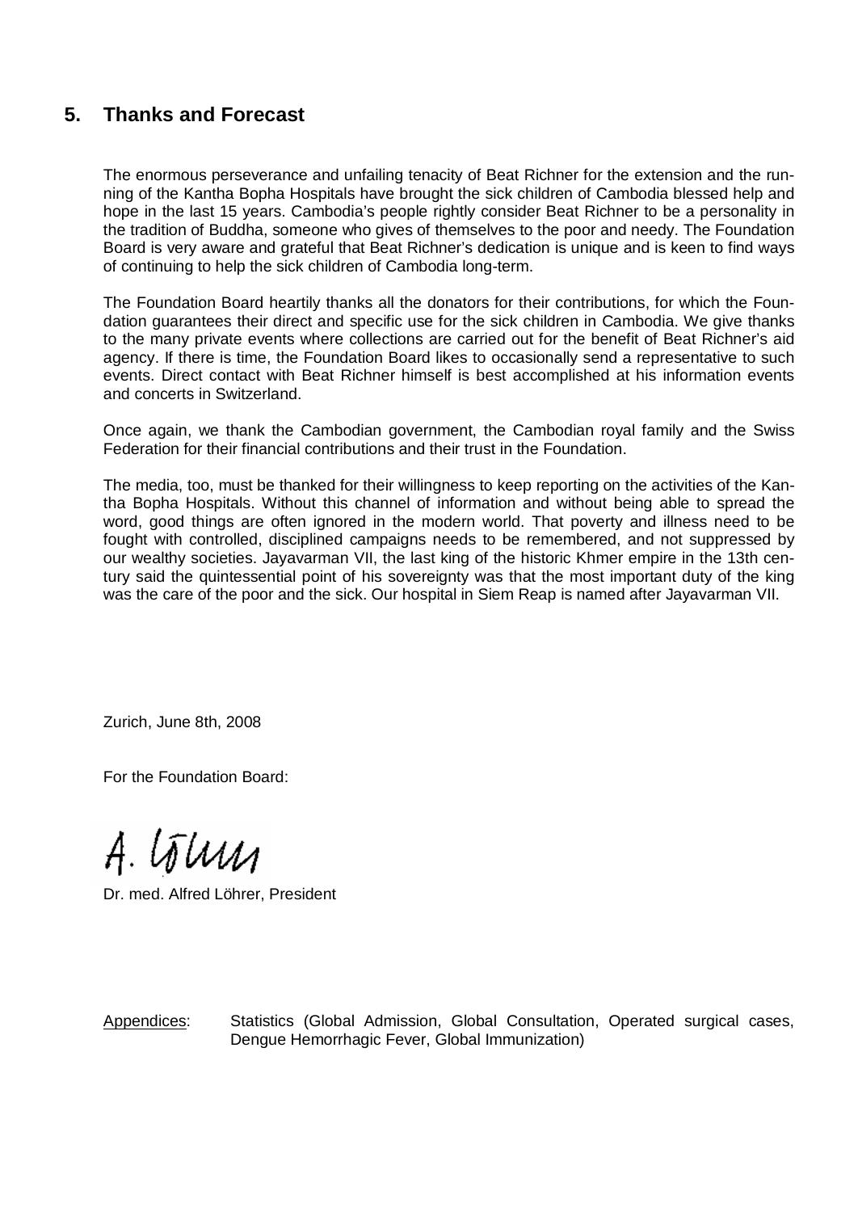## 5. Thanks and Forecast

The enormous perseverance and unfailing tenacity of Beat Richner for the extension and the running of the Kantha Bopha Hospitals have brought the sick children of Cambodia blessed help and hope in the last 15 years. Cambodia's people rightly consider Beat Richner to be a personality in the tradition of Buddha, someone who gives of themselves to the poor and needy. The Foundation Board is very aware and grateful that Beat Richner's dedication is unique and is keen to find ways of continuing to help the sick children of Cambodia long-term.

The Foundation Board heartily thanks all the donators for their contributions, for which the Foundation guarantees their direct and specific use for the sick children in Cambodia. We give thanks to the many private events where collections are carried out for the benefit of Beat Richner's aid agency. If there is time, the Foundation Board likes to occasionally send a representative to such events. Direct contact with Beat Richner himself is best accomplished at his information events and concerts in Switzerland.

Once again, we thank the Cambodian government, the Cambodian royal family and the Swiss Federation for their financial contributions and their trust in the Foundation.

The media, too, must be thanked for their willingness to keep reporting on the activities of the Kantha Bopha Hospitals. Without this channel of information and without being able to spread the word, good things are often ignored in the modern world. That poverty and illness need to be fought with controlled, disciplined campaigns needs to be remembered, and not suppressed by our wealthy societies. Jayavarman VII, the last king of the historic Khmer empire in the 13th century said the quintessential point of his sovereignty was that the most important duty of the king was the care of the poor and the sick. Our hospital in Siem Reap is named after Jayavarman VII.

Zurich, June 8th, 2008

For the Foundation Board:

A. Löhrer

Dr. med. Alfred Löhrer, President

Appendices: Statistics (Global Admission, Global Consultation, Operated surgical cases, Dengue Hemorrhagic Fever, Global Immunization)